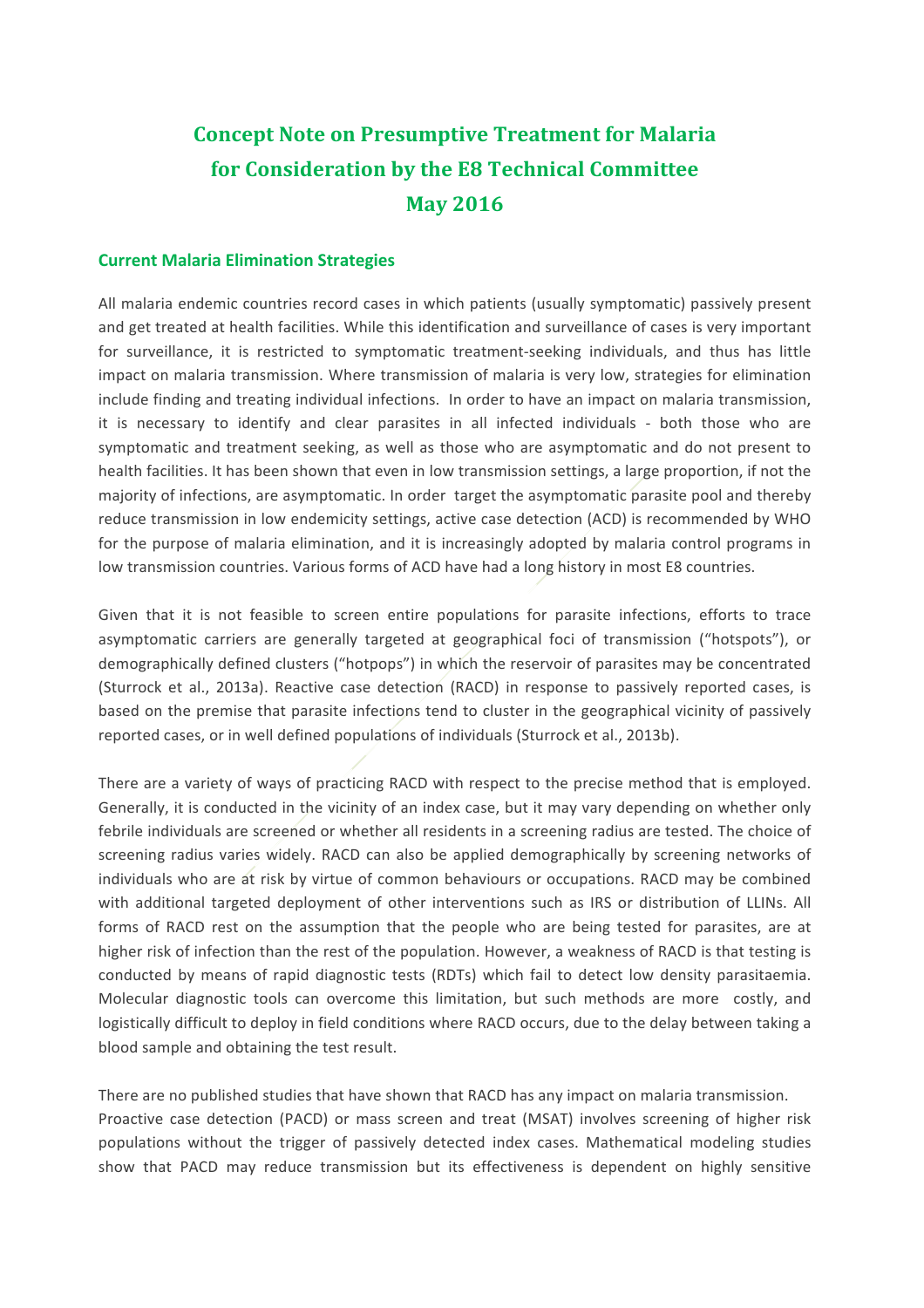# Concept Note on Presumptive Treatment for Malaria for Consideration by the E8 Technical Committee May 2016

## Current Malaria Elimination Strategies

All malaria endemic countries record cases in which patients (usually symptomatic) passively present and get treated at health facilities. While this identification and surveillance of cases is very important for surveillance, it is restricted to symptomatic treatment-seeking individuals, and thus has little impact on malaria transmission. Where transmission of malaria is very low, strategies for elimination include finding and treating individual infections. In order to have an impact on malaria transmission, it is necessary to identify and clear parasites in all infected individuals - both those who are symptomatic and treatment seeking, as well as those who are asymptomatic and do not present to health facilities. It has been shown that even in low transmission settings, a large proportion, if not the majority of infections, are asymptomatic. In order target the asymptomatic parasite pool and thereby reduce transmission in low endemicity settings, active case detection (ACD) is recommended by WHO for the purpose of malaria elimination, and it is increasingly adopted by malaria control programs in low transmission countries. Various forms of ACD have had a long history in most E8 countries.

Given that it is not feasible to screen entire populations for parasite infections, efforts to trace asymptomatic carriers are generally targeted at geographical foci of transmission ("hotspots"), or demographically defined clusters ("hotpops") in which the reservoir of parasites may be concentrated (Sturrock et al., 2013a). Reactive case detection (RACD) in response to passively reported cases, is based on the premise that parasite infections tend to cluster in the geographical vicinity of passively reported cases, or in well defined populations of individuals (Sturrock et al., 2013b).

There are a variety of ways of practicing RACD with respect to the precise method that is employed. Generally, it is conducted in the vicinity of an index case, but it may vary depending on whether only febrile individuals are screened or whether all residents in a screening radius are tested. The choice of screening radius varies widely. RACD can also be applied demographically by screening networks of individuals who are at risk by virtue of common behaviours or occupations. RACD may be combined with additional targeted deployment of other interventions such as IRS or distribution of LLINs. All forms of RACD rest on the assumption that the people who are being tested for parasites, are at higher risk of infection than the rest of the population. However, a weakness of RACD is that testing is conducted by means of rapid diagnostic tests (RDTs) which fail to detect low density parasitaemia. Molecular diagnostic tools can overcome this limitation, but such methods are more costly, and logistically difficult to deploy in field conditions where RACD occurs, due to the delay between taking a blood sample and obtaining the test result.

There are no published studies that have shown that RACD has any impact on malaria transmission. Proactive case detection (PACD) or mass screen and treat (MSAT) involves screening of higher risk populations without the trigger of passively detected index cases. Mathematical modeling studies show that PACD may reduce transmission but its effectiveness is dependent on highly sensitive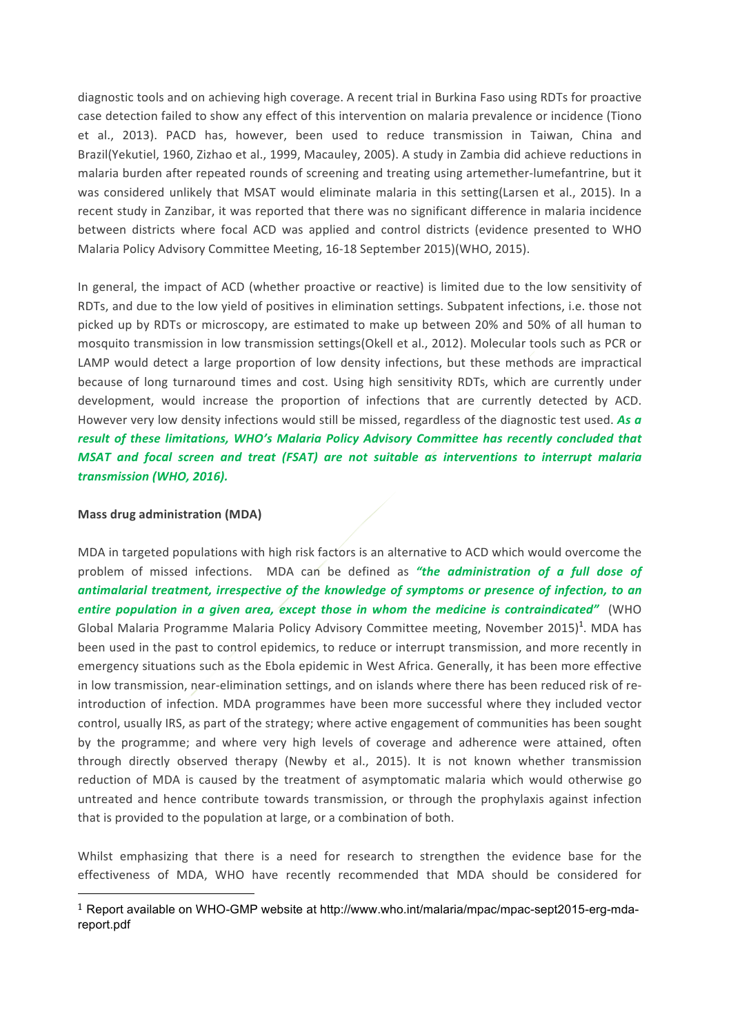diagnostic tools and on achieving high coverage. A recent trial in Burkina Faso using RDTs for proactive case detection failed to show any effect of this intervention on malaria prevalence or incidence (Tiono et al., 2013). PACD has, however, been used to reduce transmission in Taiwan, China and Brazil(Yekutiel, 1960, Zizhao et al., 1999, Macauley, 2005). A study in Zambia did achieve reductions in malaria burden after repeated rounds of screening and treating using artemether-lumefantrine, but it was considered unlikely that MSAT would eliminate malaria in this setting(Larsen et al., 2015). In a recent study in Zanzibar, it was reported that there was no significant difference in malaria incidence between districts where focal ACD was applied and control districts (evidence presented to WHO Malaria Policy Advisory Committee Meeting, 16-18 September 2015)(WHO, 2015).

In general, the impact of ACD (whether proactive or reactive) is limited due to the low sensitivity of RDTs, and due to the low yield of positives in elimination settings. Subpatent infections, i.e. those not picked up by RDTs or microscopy, are estimated to make up between 20% and 50% of all human to mosquito transmission in low transmission settings(Okell et al., 2012). Molecular tools such as PCR or LAMP would detect a large proportion of low density infections, but these methods are impractical because of long turnaround times and cost. Using high sensitivity RDTs, which are currently under development, would increase the proportion of infections that are currently detected by ACD. However very low density infections would still be missed, regardless of the diagnostic test used. ***As a result of these limitations, WHO's Malaria Policy Advisory Committee has recently concluded that MSAT and focal screen and treat (FSAT) are not suitable as interventions to interrupt malaria transmission (WHO, 2016).***

**Mass drug administration (MDA)**

MDA in targeted populations with high risk factors is an alternative to ACD which would overcome the problem of missed infections. MDA can be defined as ***"the administration of a full dose of antimalarial treatment, irrespective of the knowledge of symptoms or presence of infection, to an entire population in a given area, except those in whom the medicine is contraindicated"*** (WHO Global Malaria Programme Malaria Policy Advisory Committee meeting, November 2015)[1]. MDA has been used in the past to control epidemics, to reduce or interrupt transmission, and more recently in emergency situations such as the Ebola epidemic in West Africa. Generally, it has been more effective in low transmission, near-elimination settings, and on islands where there has been reduced risk of re-introduction of infection. MDA programmes have been more successful where they included vector control, usually IRS, as part of the strategy; where active engagement of communities has been sought by the programme; and where very high levels of coverage and adherence were attained, often through directly observed therapy (Newby et al., 2015). It is not known whether transmission reduction of MDA is caused by the treatment of asymptomatic malaria which would otherwise go untreated and hence contribute towards transmission, or through the prophylaxis against infection that is provided to the population at large, or a combination of both.

Whilst emphasizing that there is a need for research to strengthen the evidence base for the effectiveness of MDA, WHO have recently recommended that MDA should be considered for

[1] Report available on WHO-GMP website at http://www.who.int/malaria/mpac/mpac-sept2015-erg-mda-report.pdf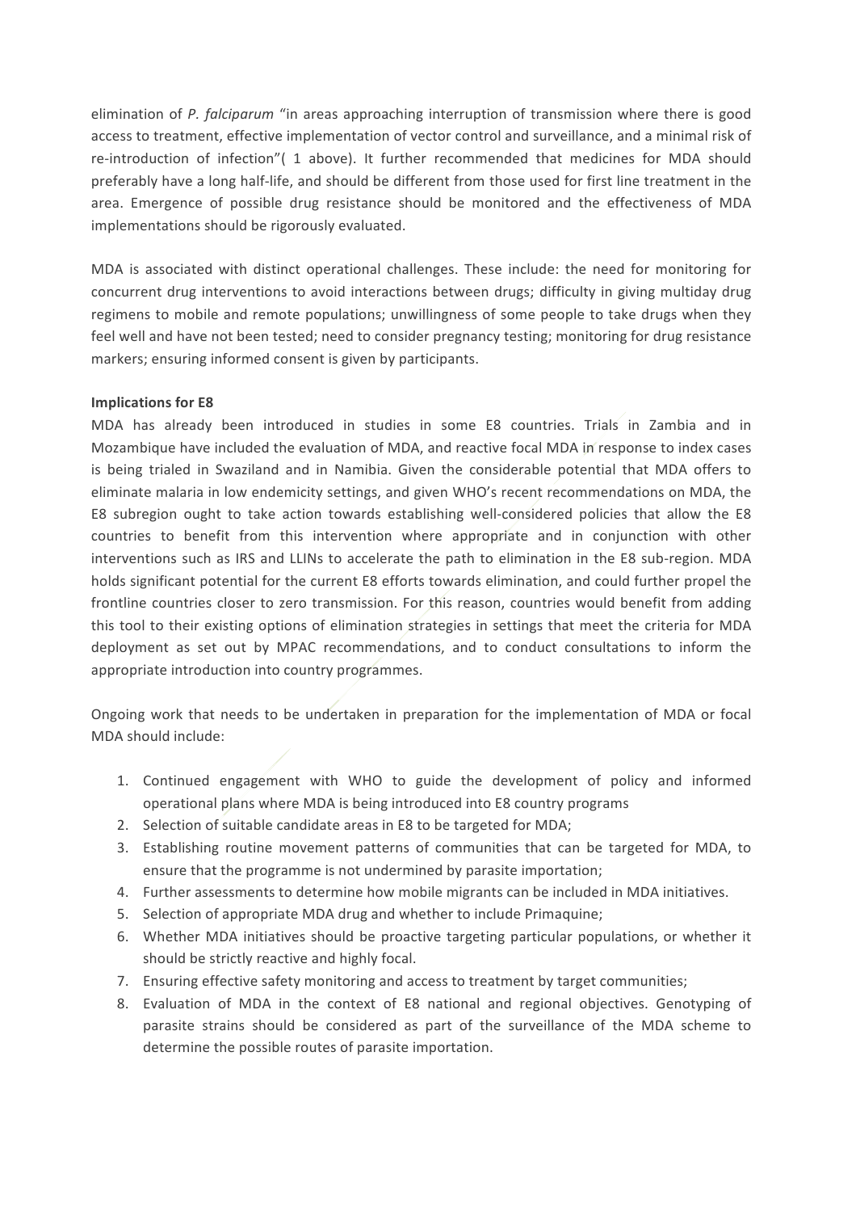elimination of *P. falciparum* "in areas approaching interruption of transmission where there is good access to treatment, effective implementation of vector control and surveillance, and a minimal risk of re-introduction of infection"( 1 above). It further recommended that medicines for MDA should preferably have a long half-life, and should be different from those used for first line treatment in the area. Emergence of possible drug resistance should be monitored and the effectiveness of MDA implementations should be rigorously evaluated.

MDA is associated with distinct operational challenges. These include: the need for monitoring for concurrent drug interventions to avoid interactions between drugs; difficulty in giving multiday drug regimens to mobile and remote populations; unwillingness of some people to take drugs when they feel well and have not been tested; need to consider pregnancy testing; monitoring for drug resistance markers; ensuring informed consent is given by participants.

**Implications for E8**

MDA has already been introduced in studies in some E8 countries. Trials in Zambia and in Mozambique have included the evaluation of MDA, and reactive focal MDA in response to index cases is being trialed in Swaziland and in Namibia. Given the considerable potential that MDA offers to eliminate malaria in low endemicity settings, and given WHO's recent recommendations on MDA, the E8 subregion ought to take action towards establishing well-considered policies that allow the E8 countries to benefit from this intervention where appropriate and in conjunction with other interventions such as IRS and LLINs to accelerate the path to elimination in the E8 sub-region. MDA holds significant potential for the current E8 efforts towards elimination, and could further propel the frontline countries closer to zero transmission. For this reason, countries would benefit from adding this tool to their existing options of elimination strategies in settings that meet the criteria for MDA deployment as set out by MPAC recommendations, and to conduct consultations to inform the appropriate introduction into country programmes.

Ongoing work that needs to be undertaken in preparation for the implementation of MDA or focal MDA should include:

1. Continued engagement with WHO to guide the development of policy and informed operational plans where MDA is being introduced into E8 country programs
2. Selection of suitable candidate areas in E8 to be targeted for MDA;
3. Establishing routine movement patterns of communities that can be targeted for MDA, to ensure that the programme is not undermined by parasite importation;
4. Further assessments to determine how mobile migrants can be included in MDA initiatives.
5. Selection of appropriate MDA drug and whether to include Primaquine;
6. Whether MDA initiatives should be proactive targeting particular populations, or whether it should be strictly reactive and highly focal.
7. Ensuring effective safety monitoring and access to treatment by target communities;
8. Evaluation of MDA in the context of E8 national and regional objectives. Genotyping of parasite strains should be considered as part of the surveillance of the MDA scheme to determine the possible routes of parasite importation.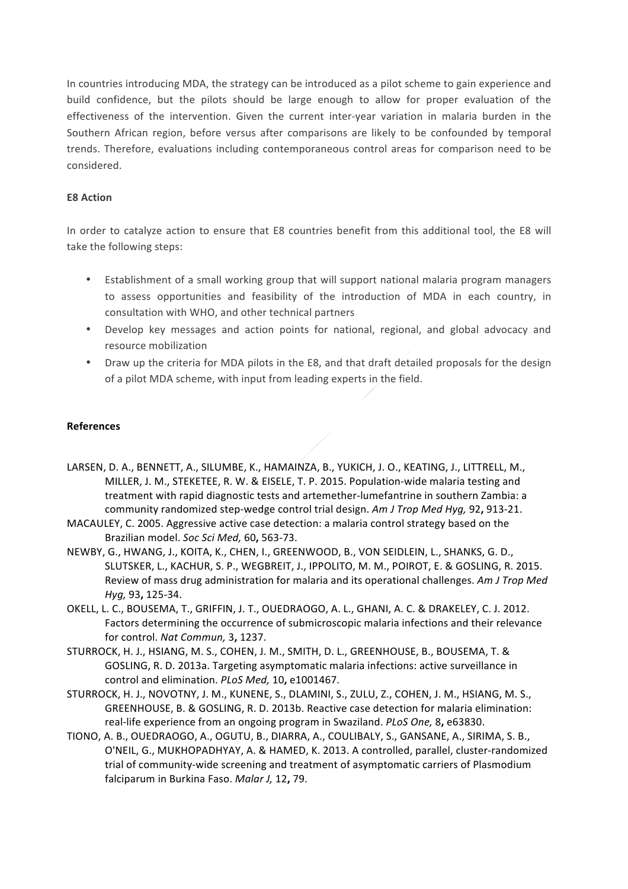In countries introducing MDA, the strategy can be introduced as a pilot scheme to gain experience and build confidence, but the pilots should be large enough to allow for proper evaluation of the effectiveness of the intervention. Given the current inter-year variation in malaria burden in the Southern African region, before versus after comparisons are likely to be confounded by temporal trends. Therefore, evaluations including contemporaneous control areas for comparison need to be considered.

**E8 Action**

In order to catalyze action to ensure that E8 countries benefit from this additional tool, the E8 will take the following steps:

- Establishment of a small working group that will support national malaria program managers to assess opportunities and feasibility of the introduction of MDA in each country, in consultation with WHO, and other technical partners
- Develop key messages and action points for national, regional, and global advocacy and resource mobilization
- Draw up the criteria for MDA pilots in the E8, and that draft detailed proposals for the design of a pilot MDA scheme, with input from leading experts in the field.

**References**

LARSEN, D. A., BENNETT, A., SILUMBE, K., HAMAINZA, B., YUKICH, J. O., KEATING, J., LITTRELL, M., MILLER, J. M., STEKETEE, R. W. & EISELE, T. P. 2015. Population-wide malaria testing and treatment with rapid diagnostic tests and artemether-lumefantrine in southern Zambia: a community randomized step-wedge control trial design. *Am J Trop Med Hyg,* 92**,** 913-21.

MACAULEY, C. 2005. Aggressive active case detection: a malaria control strategy based on the Brazilian model. *Soc Sci Med,* 60**,** 563-73.

NEWBY, G., HWANG, J., KOITA, K., CHEN, I., GREENWOOD, B., VON SEIDLEIN, L., SHANKS, G. D., SLUTSKER, L., KACHUR, S. P., WEGBREIT, J., IPPOLITO, M. M., POIROT, E. & GOSLING, R. 2015. Review of mass drug administration for malaria and its operational challenges. *Am J Trop Med Hyg,* 93**,** 125-34.

OKELL, L. C., BOUSEMA, T., GRIFFIN, J. T., OUEDRAOGO, A. L., GHANI, A. C. & DRAKELEY, C. J. 2012. Factors determining the occurrence of submicroscopic malaria infections and their relevance for control. *Nat Commun,* 3**,** 1237.

STURROCK, H. J., HSIANG, M. S., COHEN, J. M., SMITH, D. L., GREENHOUSE, B., BOUSEMA, T. & GOSLING, R. D. 2013a. Targeting asymptomatic malaria infections: active surveillance in control and elimination. *PLoS Med,* 10**,** e1001467.

STURROCK, H. J., NOVOTNY, J. M., KUNENE, S., DLAMINI, S., ZULU, Z., COHEN, J. M., HSIANG, M. S., GREENHOUSE, B. & GOSLING, R. D. 2013b. Reactive case detection for malaria elimination: real-life experience from an ongoing program in Swaziland. *PLoS One,* 8**,** e63830.

TIONO, A. B., OUEDRAOGO, A., OGUTU, B., DIARRA, A., COULIBALY, S., GANSANE, A., SIRIMA, S. B., O'NEIL, G., MUKHOPADHYAY, A. & HAMED, K. 2013. A controlled, parallel, cluster-randomized trial of community-wide screening and treatment of asymptomatic carriers of Plasmodium falciparum in Burkina Faso. *Malar J,* 12**,** 79.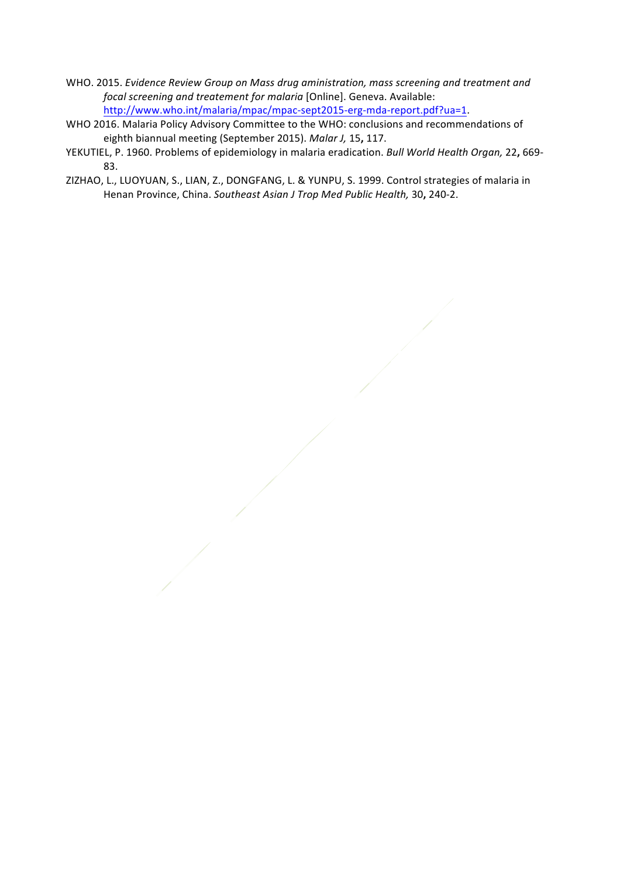WHO. 2015. *Evidence Review Group on Mass drug aministration, mass screening and treatment and focal screening and treatement for malaria* [Online]. Geneva. Available: http://www.who.int/malaria/mpac/mpac-sept2015-erg-mda-report.pdf?ua=1.

WHO 2016. Malaria Policy Advisory Committee to the WHO: conclusions and recommendations of eighth biannual meeting (September 2015). *Malar J,* 15**,** 117.

YEKUTIEL, P. 1960. Problems of epidemiology in malaria eradication. *Bull World Health Organ,* 22**,** 669-83.

ZIZHAO, L., LUOYUAN, S., LIAN, Z., DONGFANG, L. & YUNPU, S. 1999. Control strategies of malaria in Henan Province, China. *Southeast Asian J Trop Med Public Health,* 30**,** 240-2.